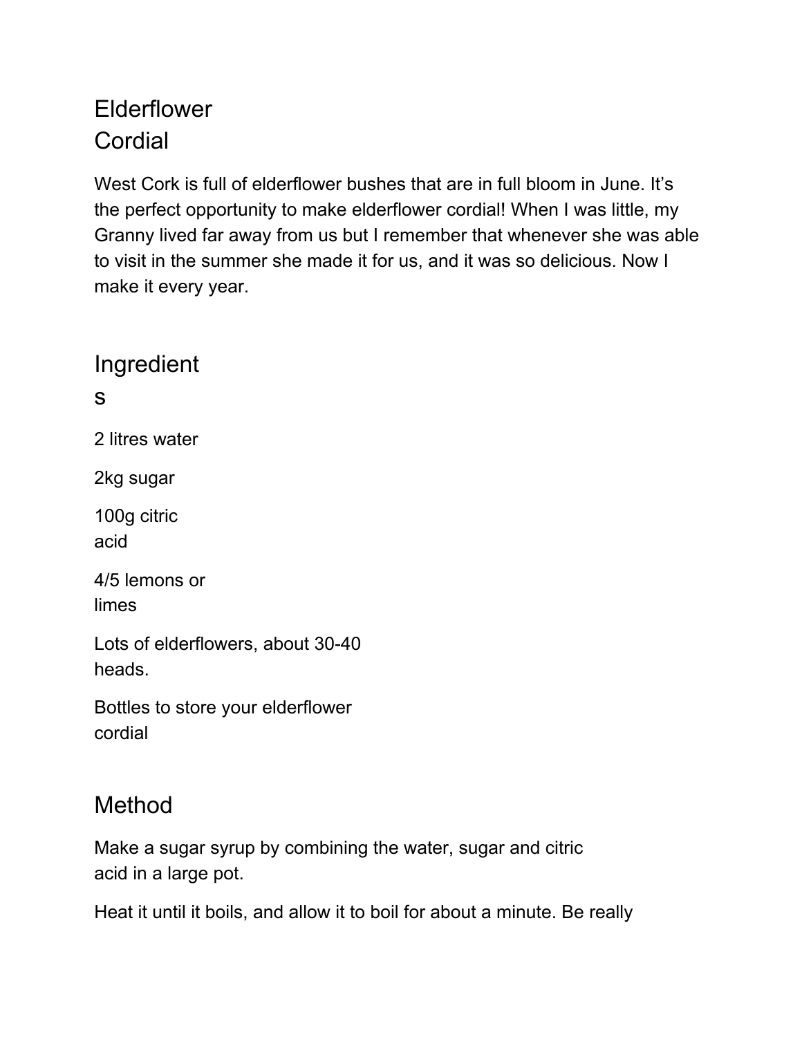# Elderflower Cordial

West Cork is full of elderflower bushes that are in full bloom in June. It's the perfect opportunity to make elderflower cordial! When I was little, my Granny lived far away from us but I remember that whenever she was able to visit in the summer she made it for us, and it was so delicious. Now I make it every year.

## Ingredients

2 litres water

2kg sugar

100g citric acid

4/5 lemons or limes

Lots of elderflowers, about 30-40 heads.

Bottles to store your elderflower cordial

## Method

Make a sugar syrup by combining the water, sugar and citric acid in a large pot.

Heat it until it boils, and allow it to boil for about a minute. Be really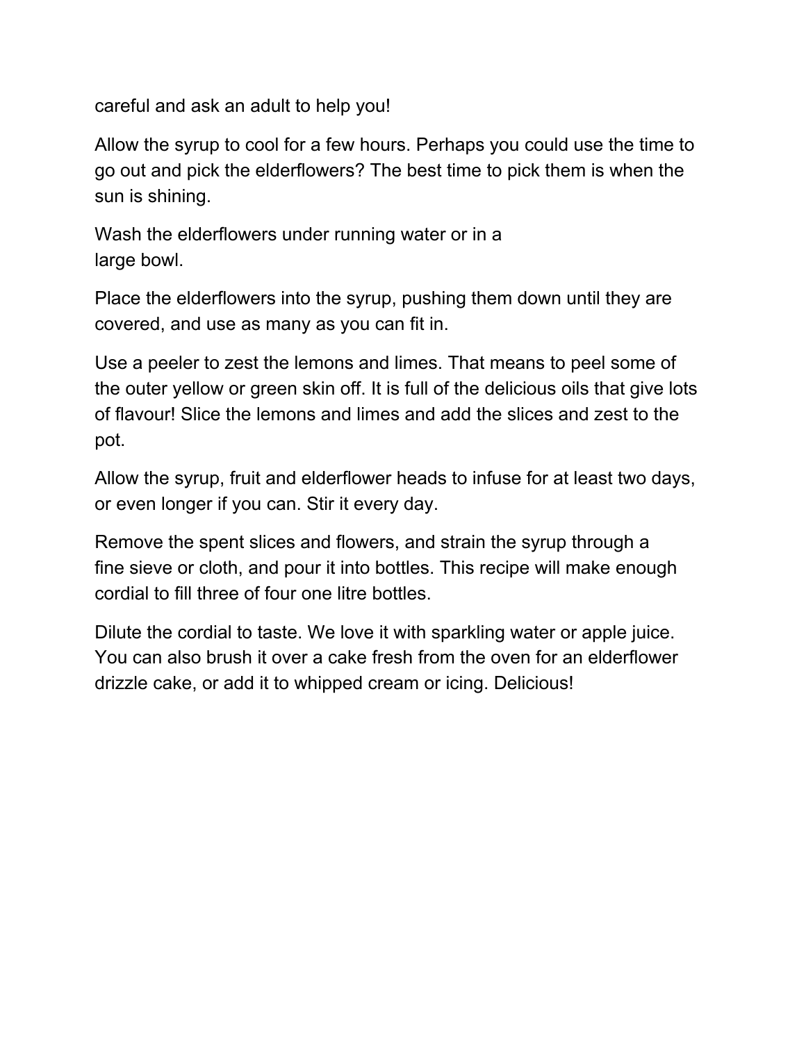careful and ask an adult to help you!

Allow the syrup to cool for a few hours. Perhaps you could use the time to go out and pick the elderflowers? The best time to pick them is when the sun is shining.

Wash the elderflowers under running water or in a large bowl.

Place the elderflowers into the syrup, pushing them down until they are covered, and use as many as you can fit in.

Use a peeler to zest the lemons and limes. That means to peel some of the outer yellow or green skin off. It is full of the delicious oils that give lots of flavour! Slice the lemons and limes and add the slices and zest to the pot.

Allow the syrup, fruit and elderflower heads to infuse for at least two days, or even longer if you can. Stir it every day.

Remove the spent slices and flowers, and strain the syrup through a fine sieve or cloth, and pour it into bottles. This recipe will make enough cordial to fill three of four one litre bottles.

Dilute the cordial to taste. We love it with sparkling water or apple juice. You can also brush it over a cake fresh from the oven for an elderflower drizzle cake, or add it to whipped cream or icing. Delicious!